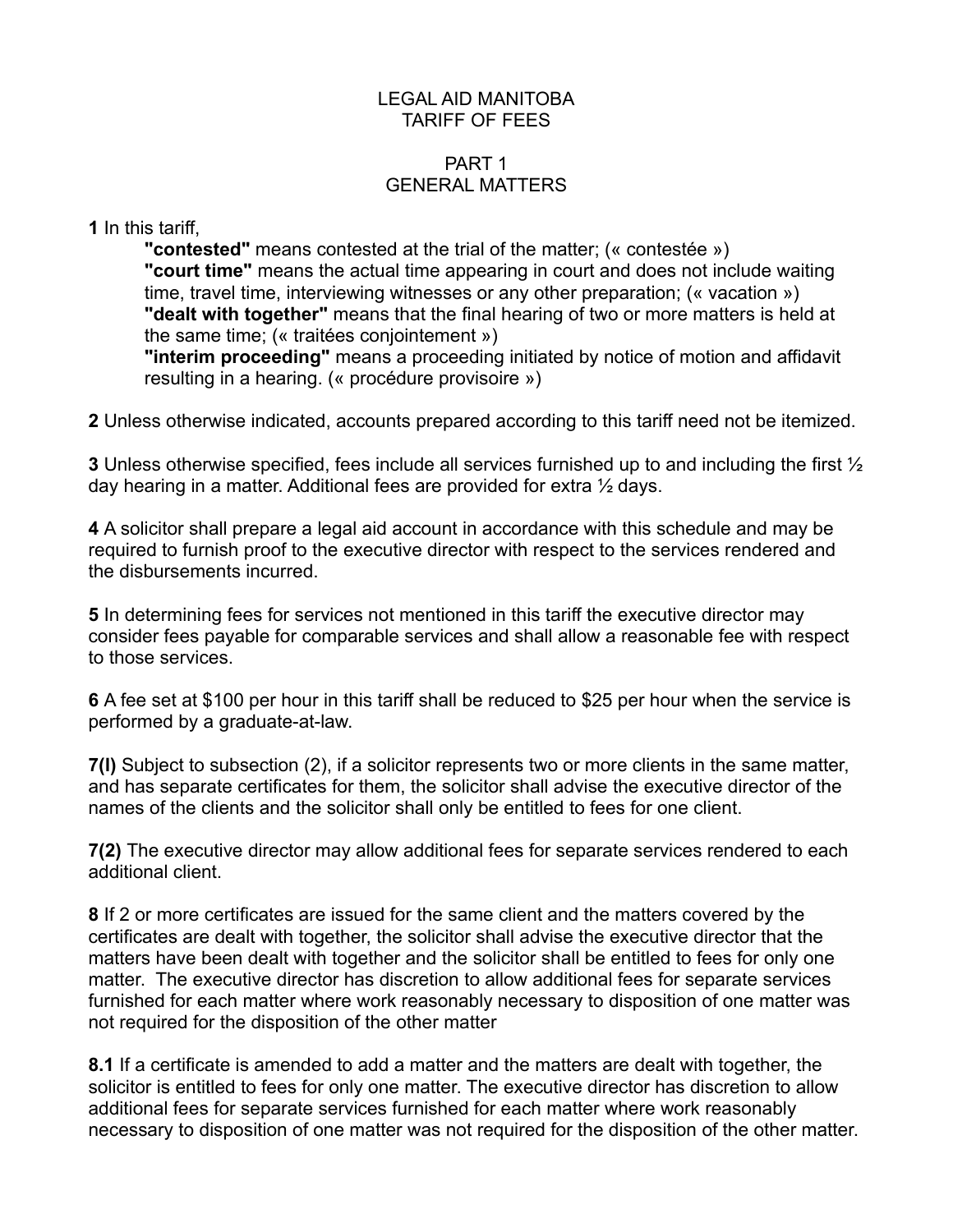# LEGAL AID MANITOBA
# TARIFF OF FEES

## PART 1
## GENERAL MATTERS

**1** In this tariff,

> **"contested"** means contested at the trial of the matter; (« contestée »)
> **"court time"** means the actual time appearing in court and does not include waiting time, travel time, interviewing witnesses or any other preparation; (« vacation »)
> **"dealt with together"** means that the final hearing of two or more matters is held at the same time; (« traitées conjointement »)
> **"interim proceeding"** means a proceeding initiated by notice of motion and affidavit resulting in a hearing. (« procédure provisoire »)

**2** Unless otherwise indicated, accounts prepared according to this tariff need not be itemized.

**3** Unless otherwise specified, fees include all services furnished up to and including the first ½ day hearing in a matter. Additional fees are provided for extra ½ days.

**4** A solicitor shall prepare a legal aid account in accordance with this schedule and may be required to furnish proof to the executive director with respect to the services rendered and the disbursements incurred.

**5** In determining fees for services not mentioned in this tariff the executive director may consider fees payable for comparable services and shall allow a reasonable fee with respect to those services.

**6** A fee set at $100 per hour in this tariff shall be reduced to $25 per hour when the service is performed by a graduate-at-law.

**7(l)** Subject to subsection (2), if a solicitor represents two or more clients in the same matter, and has separate certificates for them, the solicitor shall advise the executive director of the names of the clients and the solicitor shall only be entitled to fees for one client.

**7(2)** The executive director may allow additional fees for separate services rendered to each additional client.

**8** If 2 or more certificates are issued for the same client and the matters covered by the certificates are dealt with together, the solicitor shall advise the executive director that the matters have been dealt with together and the solicitor shall be entitled to fees for only one matter. The executive director has discretion to allow additional fees for separate services furnished for each matter where work reasonably necessary to disposition of one matter was not required for the disposition of the other matter

**8.1** If a certificate is amended to add a matter and the matters are dealt with together, the solicitor is entitled to fees for only one matter. The executive director has discretion to allow additional fees for separate services furnished for each matter where work reasonably necessary to disposition of one matter was not required for the disposition of the other matter.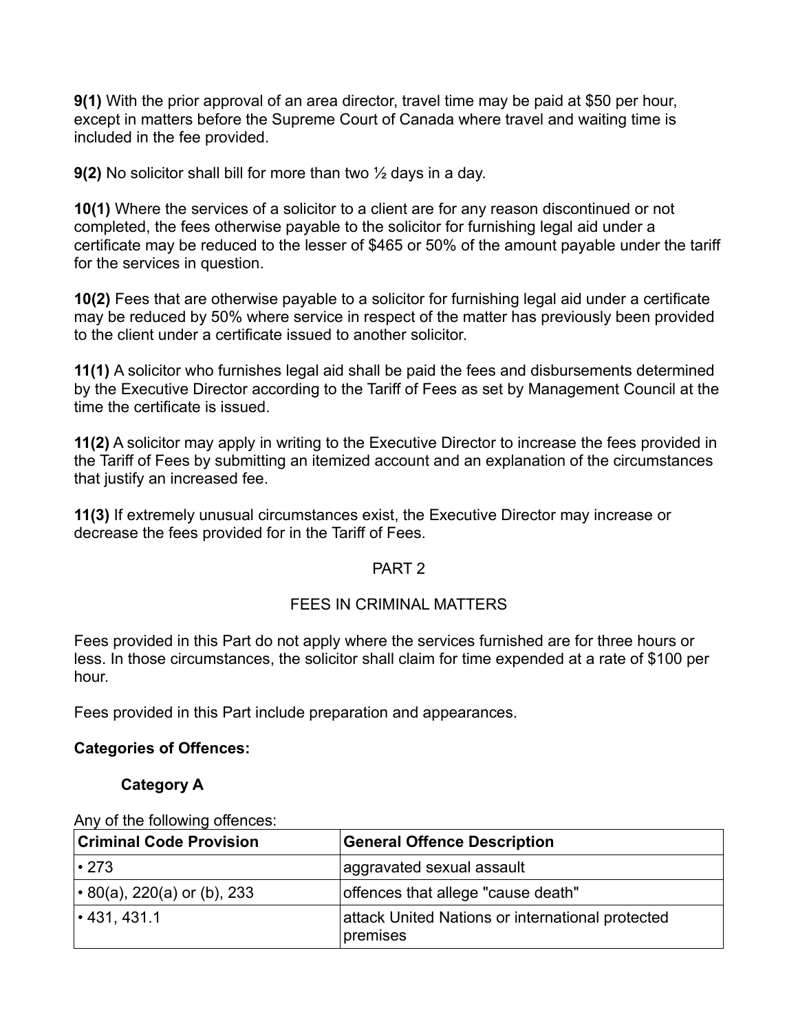**9(1)** With the prior approval of an area director, travel time may be paid at $50 per hour, except in matters before the Supreme Court of Canada where travel and waiting time is included in the fee provided.

**9(2)** No solicitor shall bill for more than two ½ days in a day.

**10(1)** Where the services of a solicitor to a client are for any reason discontinued or not completed, the fees otherwise payable to the solicitor for furnishing legal aid under a certificate may be reduced to the lesser of $465 or 50% of the amount payable under the tariff for the services in question.

**10(2)** Fees that are otherwise payable to a solicitor for furnishing legal aid under a certificate may be reduced by 50% where service in respect of the matter has previously been provided to the client under a certificate issued to another solicitor.

**11(1)** A solicitor who furnishes legal aid shall be paid the fees and disbursements determined by the Executive Director according to the Tariff of Fees as set by Management Council at the time the certificate is issued.

**11(2)** A solicitor may apply in writing to the Executive Director to increase the fees provided in the Tariff of Fees by submitting an itemized account and an explanation of the circumstances that justify an increased fee.

**11(3)** If extremely unusual circumstances exist, the Executive Director may increase or decrease the fees provided for in the Tariff of Fees.

PART 2

FEES IN CRIMINAL MATTERS

Fees provided in this Part do not apply where the services furnished are for three hours or less. In those circumstances, the solicitor shall claim for time expended at a rate of $100 per hour.

Fees provided in this Part include preparation and appearances.

**Categories of Offences:**

**Category A**

Any of the following offences:

| **Criminal Code Provision** | **General Offence Description** |
|---|---|
| • 273 | aggravated sexual assault |
| • 80(a), 220(a) or (b), 233 | offences that allege "cause death" |
| • 431, 431.1 | attack United Nations or international protected premises |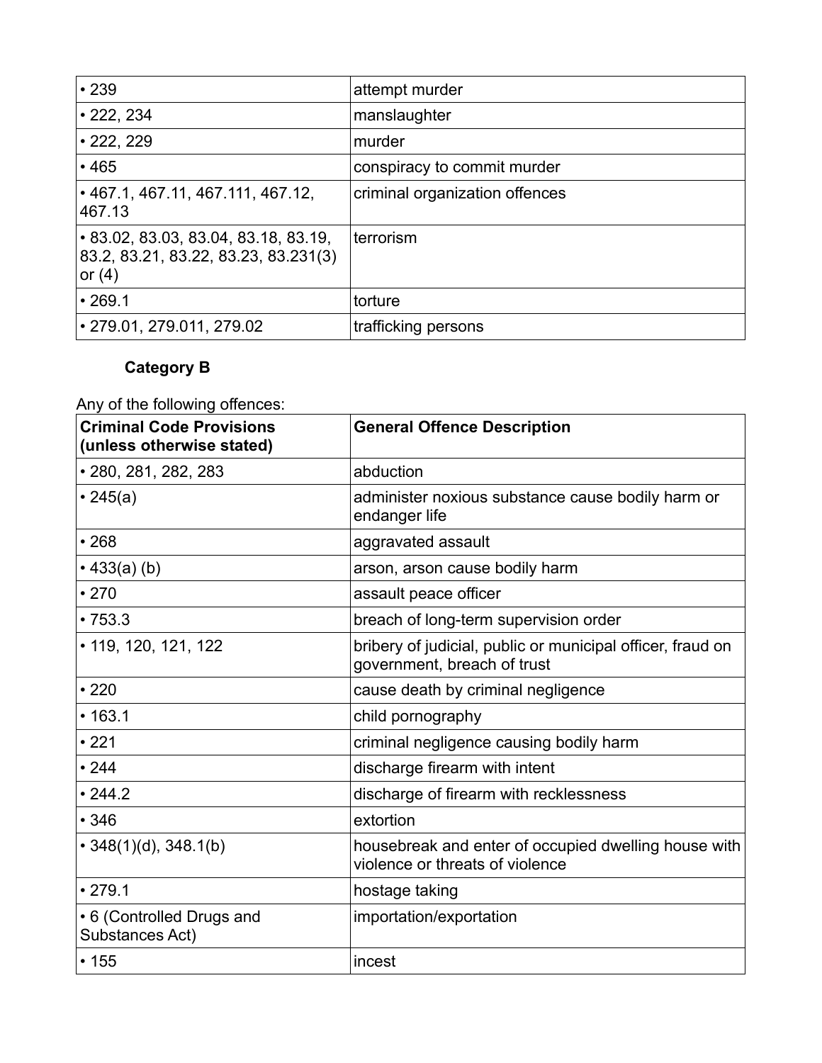| | |
|---|---|
| • 239 | attempt murder |
| • 222, 234 | manslaughter |
| • 222, 229 | murder |
| • 465 | conspiracy to commit murder |
| • 467.1, 467.11, 467.111, 467.12, 467.13 | criminal organization offences |
| • 83.02, 83.03, 83.04, 83.18, 83.19, 83.2, 83.21, 83.22, 83.23, 83.231(3) or (4) | terrorism |
| • 269.1 | torture |
| • 279.01, 279.011, 279.02 | trafficking persons |

**Category B**

Any of the following offences:

| Criminal Code Provisions (unless otherwise stated) | General Offence Description |
|---|---|
| • 280, 281, 282, 283 | abduction |
| • 245(a) | administer noxious substance cause bodily harm or endanger life |
| • 268 | aggravated assault |
| • 433(a) (b) | arson, arson cause bodily harm |
| • 270 | assault peace officer |
| • 753.3 | breach of long-term supervision order |
| • 119, 120, 121, 122 | bribery of judicial, public or municipal officer, fraud on government, breach of trust |
| • 220 | cause death by criminal negligence |
| • 163.1 | child pornography |
| • 221 | criminal negligence causing bodily harm |
| • 244 | discharge firearm with intent |
| • 244.2 | discharge of firearm with recklessness |
| • 346 | extortion |
| • 348(1)(d), 348.1(b) | housebreak and enter of occupied dwelling house with violence or threats of violence |
| • 279.1 | hostage taking |
| • 6 (Controlled Drugs and Substances Act) | importation/exportation |
| • 155 | incest |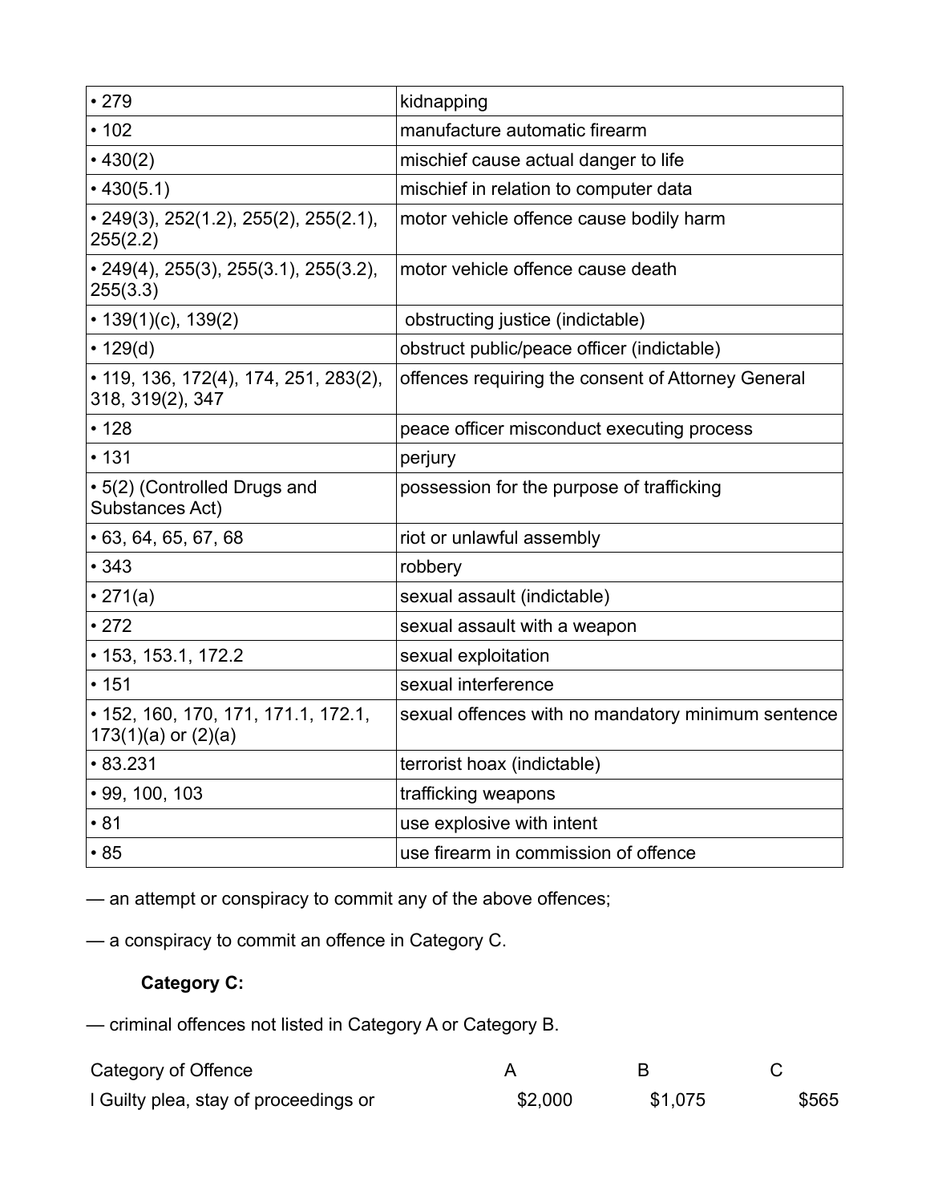| | |
|---|---|
| • 279 | kidnapping |
| • 102 | manufacture automatic firearm |
| • 430(2) | mischief cause actual danger to life |
| • 430(5.1) | mischief in relation to computer data |
| • 249(3), 252(1.2), 255(2), 255(2.1), 255(2.2) | motor vehicle offence cause bodily harm |
| • 249(4), 255(3), 255(3.1), 255(3.2), 255(3.3) | motor vehicle offence cause death |
| • 139(1)(c), 139(2) | obstructing justice (indictable) |
| • 129(d) | obstruct public/peace officer (indictable) |
| • 119, 136, 172(4), 174, 251, 283(2), 318, 319(2), 347 | offences requiring the consent of Attorney General |
| • 128 | peace officer misconduct executing process |
| • 131 | perjury |
| • 5(2) (Controlled Drugs and Substances Act) | possession for the purpose of trafficking |
| • 63, 64, 65, 67, 68 | riot or unlawful assembly |
| • 343 | robbery |
| • 271(a) | sexual assault (indictable) |
| • 272 | sexual assault with a weapon |
| • 153, 153.1, 172.2 | sexual exploitation |
| • 151 | sexual interference |
| • 152, 160, 170, 171, 171.1, 172.1, 173(1)(a) or (2)(a) | sexual offences with no mandatory minimum sentence |
| • 83.231 | terrorist hoax (indictable) |
| • 99, 100, 103 | trafficking weapons |
| • 81 | use explosive with intent |
| • 85 | use firearm in commission of offence |

— an attempt or conspiracy to commit any of the above offences;

— a conspiracy to commit an offence in Category C.

**Category C:**

— criminal offences not listed in Category A or Category B.

| Category of Offence | A | B | C |
|---|---|---|---|
| I Guilty plea, stay of proceedings or | $2,000 | $1,075 | $565 |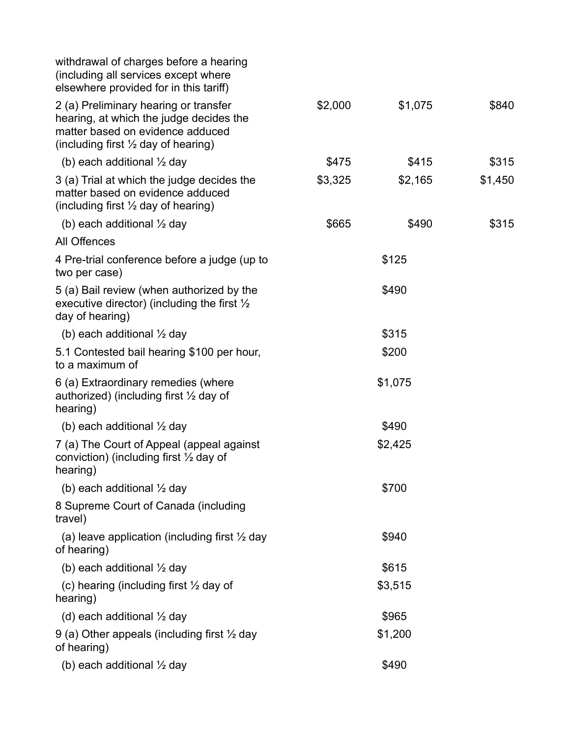| | | | |
|---|---|---|---|
| withdrawal of charges before a hearing (including all services except where elsewhere provided for in this tariff) | | | |
| 2 (a) Preliminary hearing or transfer hearing, at which the judge decides the matter based on evidence adduced (including first ½ day of hearing) | $2,000 | $1,075 | $840 |
| (b) each additional ½ day | $475 | $415 | $315 |
| 3 (a) Trial at which the judge decides the matter based on evidence adduced (including first ½ day of hearing) | $3,325 | $2,165 | $1,450 |
| (b) each additional ½ day | $665 | $490 | $315 |
| All Offences | | | |
| 4 Pre-trial conference before a judge (up to two per case) | | $125 | |
| 5 (a) Bail review (when authorized by the executive director) (including the first ½ day of hearing) | | $490 | |
| (b) each additional ½ day | | $315 | |
| 5.1 Contested bail hearing $100 per hour, to a maximum of | | $200 | |
| 6 (a) Extraordinary remedies (where authorized) (including first ½ day of hearing) | | $1,075 | |
| (b) each additional ½ day | | $490 | |
| 7 (a) The Court of Appeal (appeal against conviction) (including first ½ day of hearing) | | $2,425 | |
| (b) each additional ½ day | | $700 | |
| 8 Supreme Court of Canada (including travel) | | | |
| (a) leave application (including first ½ day of hearing) | | $940 | |
| (b) each additional ½ day | | $615 | |
| (c) hearing (including first ½ day of hearing) | | $3,515 | |
| (d) each additional ½ day | | $965 | |
| 9 (a) Other appeals (including first ½ day of hearing) | | $1,200 | |
| (b) each additional ½ day | | $490 | |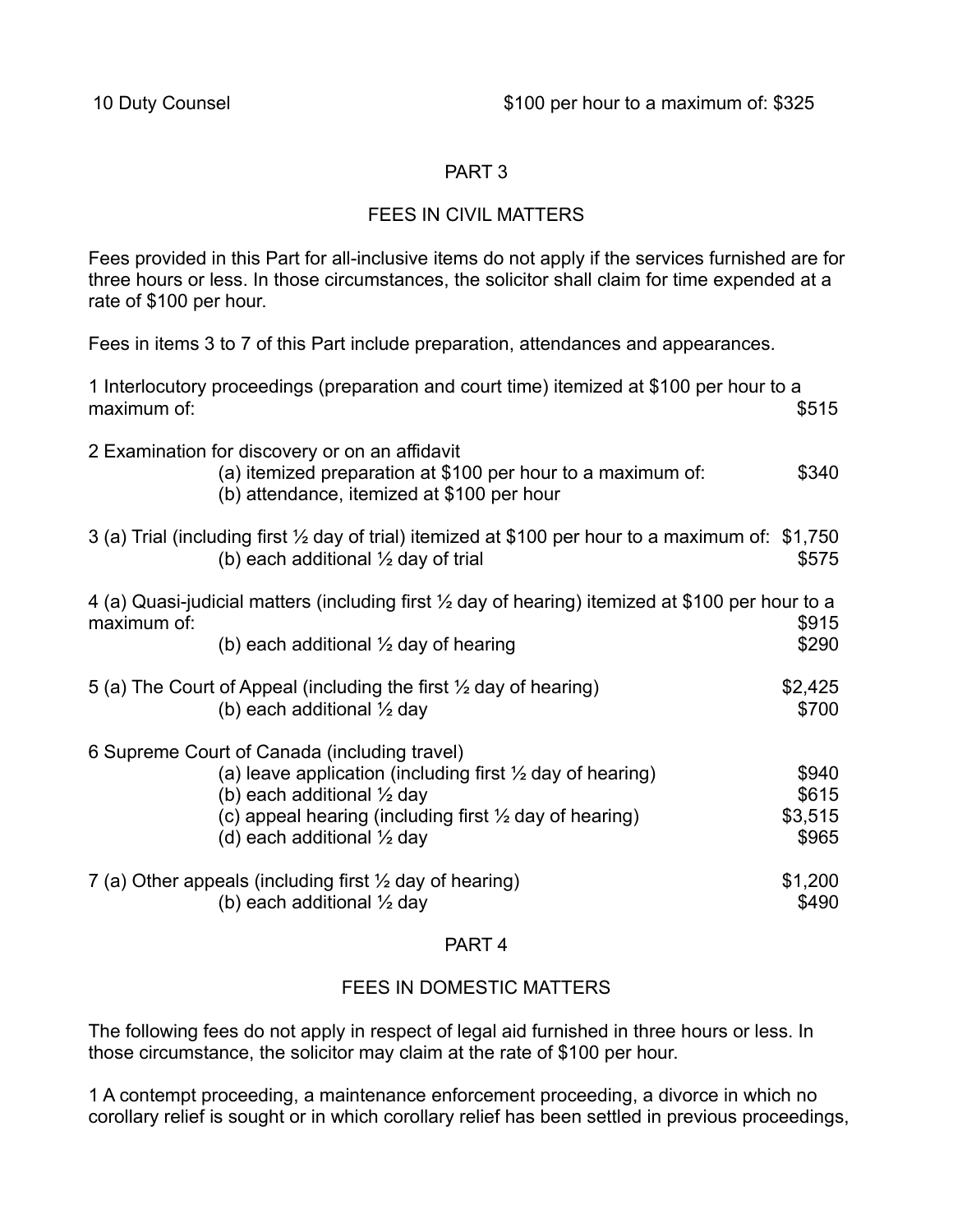10 Duty Counsel $100 per hour to a maximum of: $325

## PART 3

## FEES IN CIVIL MATTERS

Fees provided in this Part for all-inclusive items do not apply if the services furnished are for three hours or less. In those circumstances, the solicitor shall claim for time expended at a rate of $100 per hour.

Fees in items 3 to 7 of this Part include preparation, attendances and appearances.

1 Interlocutory proceedings (preparation and court time) itemized at $100 per hour to a maximum of: $515

2 Examination for discovery or on an affidavit

(a) itemized preparation at $100 per hour to a maximum of: $340

(b) attendance, itemized at $100 per hour

3 (a) Trial (including first ½ day of trial) itemized at $100 per hour to a maximum of: $1,750

(b) each additional ½ day of trial $575

4 (a) Quasi-judicial matters (including first ½ day of hearing) itemized at $100 per hour to a maximum of: $915

(b) each additional ½ day of hearing $290

5 (a) The Court of Appeal (including the first ½ day of hearing) $2,425

(b) each additional ½ day $700

6 Supreme Court of Canada (including travel)

(a) leave application (including first ½ day of hearing) $940

(b) each additional ½ day $615

(c) appeal hearing (including first ½ day of hearing) $3,515

(d) each additional ½ day $965

7 (a) Other appeals (including first ½ day of hearing) $1,200

(b) each additional ½ day $490

## PART 4

## FEES IN DOMESTIC MATTERS

The following fees do not apply in respect of legal aid furnished in three hours or less. In those circumstance, the solicitor may claim at the rate of $100 per hour.

1 A contempt proceeding, a maintenance enforcement proceeding, a divorce in which no corollary relief is sought or in which corollary relief has been settled in previous proceedings,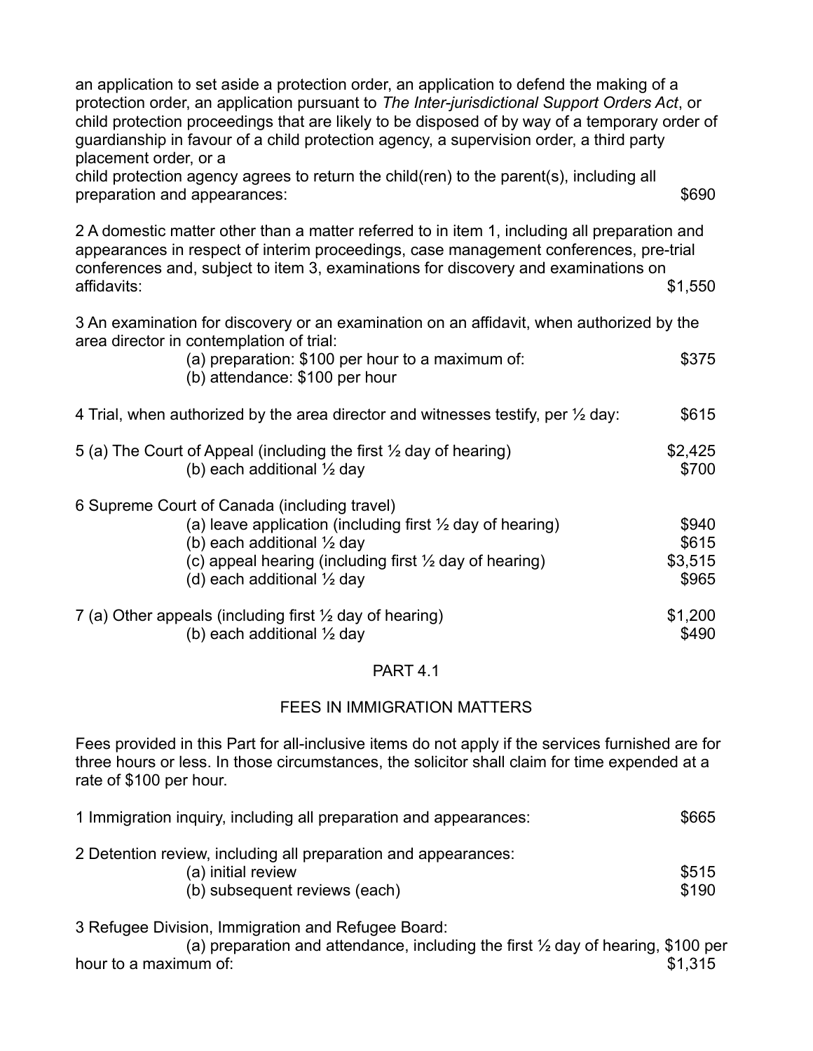an application to set aside a protection order, an application to defend the making of a protection order, an application pursuant to *The Inter-jurisdictional Support Orders Act*, or child protection proceedings that are likely to be disposed of by way of a temporary order of guardianship in favour of a child protection agency, a supervision order, a third party placement order, or a
child protection agency agrees to return the child(ren) to the parent(s), including all preparation and appearances: $690

2 A domestic matter other than a matter referred to in item 1, including all preparation and appearances in respect of interim proceedings, case management conferences, pre-trial conferences and, subject to item 3, examinations for discovery and examinations on affidavits: $1,550

3 An examination for discovery or an examination on an affidavit, when authorized by the area director in contemplation of trial:

(a) preparation: $100 per hour to a maximum of: $375
(b) attendance: $100 per hour

4 Trial, when authorized by the area director and witnesses testify, per ½ day: $615

5 (a) The Court of Appeal (including the first ½ day of hearing) $2,425
(b) each additional ½ day $700

6 Supreme Court of Canada (including travel)

(a) leave application (including first ½ day of hearing) $940
(b) each additional ½ day $615
(c) appeal hearing (including first ½ day of hearing) $3,515
(d) each additional ½ day $965

7 (a) Other appeals (including first ½ day of hearing) $1,200
(b) each additional ½ day $490

## PART 4.1

## FEES IN IMMIGRATION MATTERS

Fees provided in this Part for all-inclusive items do not apply if the services furnished are for three hours or less. In those circumstances, the solicitor shall claim for time expended at a rate of $100 per hour.

1 Immigration inquiry, including all preparation and appearances: $665

2 Detention review, including all preparation and appearances:

(a) initial review $515
(b) subsequent reviews (each) $190

3 Refugee Division, Immigration and Refugee Board:

(a) preparation and attendance, including the first ½ day of hearing, $100 per hour to a maximum of: $1,315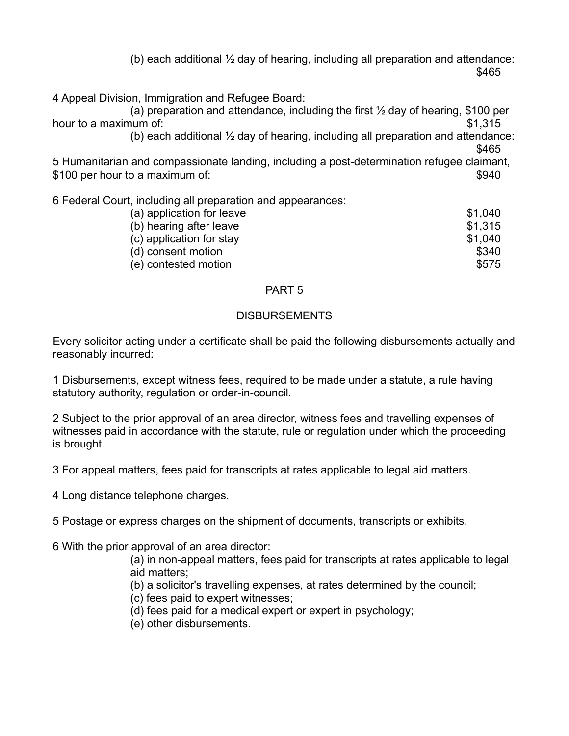(b) each additional ½ day of hearing, including all preparation and attendance: $465

4 Appeal Division, Immigration and Refugee Board:

(a) preparation and attendance, including the first ½ day of hearing, $100 per hour to a maximum of: $1,315

(b) each additional ½ day of hearing, including all preparation and attendance: $465

5 Humanitarian and compassionate landing, including a post-determination refugee claimant, $100 per hour to a maximum of: $940

6 Federal Court, including all preparation and appearances:

| | |
|---|---|
| (a) application for leave | $1,040 |
| (b) hearing after leave | $1,315 |
| (c) application for stay | $1,040 |
| (d) consent motion | $340 |
| (e) contested motion | $575 |

## PART 5

## DISBURSEMENTS

Every solicitor acting under a certificate shall be paid the following disbursements actually and reasonably incurred:

1 Disbursements, except witness fees, required to be made under a statute, a rule having statutory authority, regulation or order-in-council.

2 Subject to the prior approval of an area director, witness fees and travelling expenses of witnesses paid in accordance with the statute, rule or regulation under which the proceeding is brought.

3 For appeal matters, fees paid for transcripts at rates applicable to legal aid matters.

4 Long distance telephone charges.

5 Postage or express charges on the shipment of documents, transcripts or exhibits.

6 With the prior approval of an area director:

(a) in non-appeal matters, fees paid for transcripts at rates applicable to legal aid matters;

(b) a solicitor's travelling expenses, at rates determined by the council;

(c) fees paid to expert witnesses;

(d) fees paid for a medical expert or expert in psychology;

(e) other disbursements.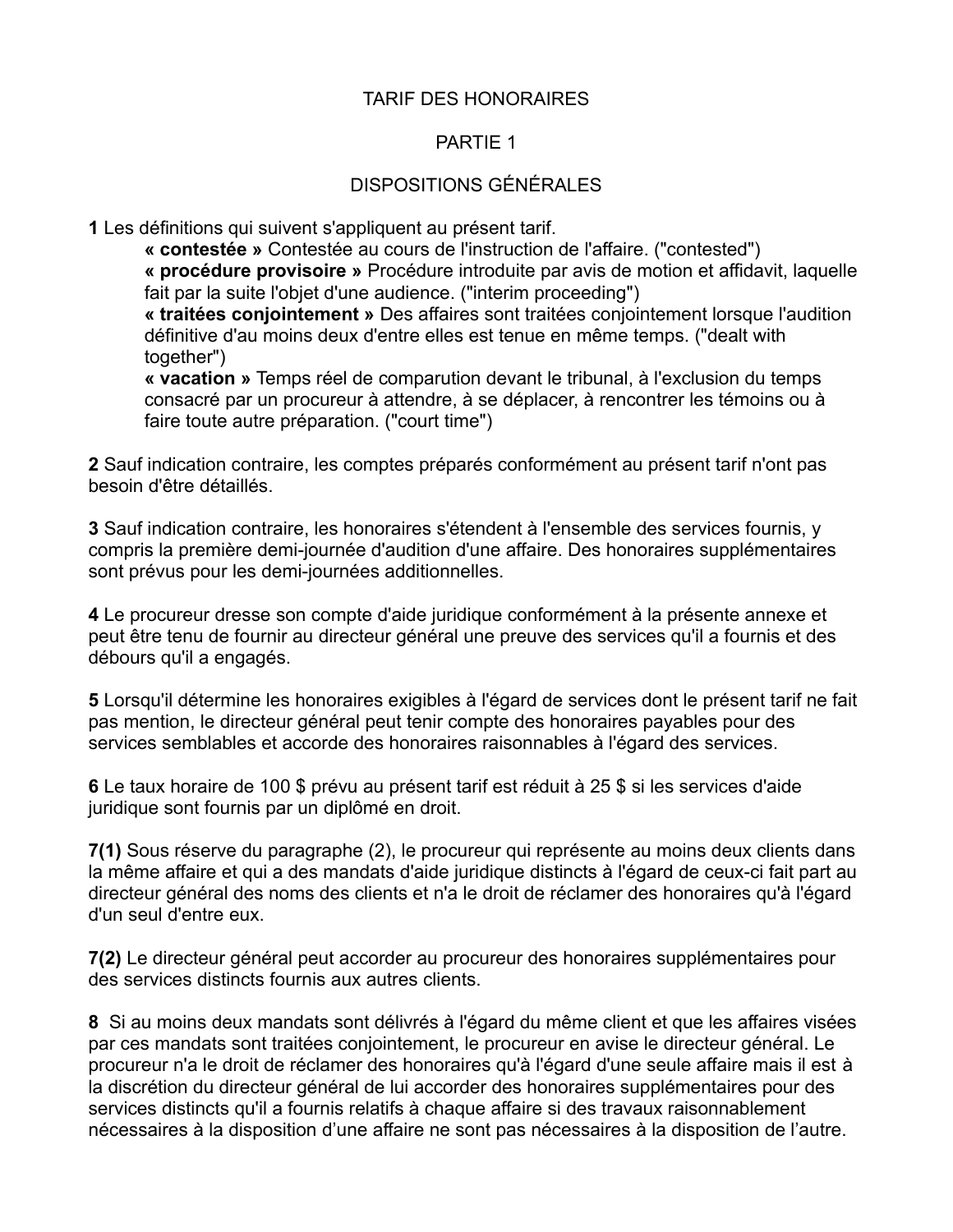# TARIF DES HONORAIRES

## PARTIE 1

## DISPOSITIONS GÉNÉRALES

**1** Les définitions qui suivent s'appliquent au présent tarif.

> **« contestée »** Contestée au cours de l'instruction de l'affaire. ("contested")
>
> **« procédure provisoire »** Procédure introduite par avis de motion et affidavit, laquelle fait par la suite l'objet d'une audience. ("interim proceeding")
>
> **« traitées conjointement »** Des affaires sont traitées conjointement lorsque l'audition définitive d'au moins deux d'entre elles est tenue en même temps. ("dealt with together")
>
> **« vacation »** Temps réel de comparution devant le tribunal, à l'exclusion du temps consacré par un procureur à attendre, à se déplacer, à rencontrer les témoins ou à faire toute autre préparation. ("court time")

**2** Sauf indication contraire, les comptes préparés conformément au présent tarif n'ont pas besoin d'être détaillés.

**3** Sauf indication contraire, les honoraires s'étendent à l'ensemble des services fournis, y compris la première demi-journée d'audition d'une affaire. Des honoraires supplémentaires sont prévus pour les demi-journées additionnelles.

**4** Le procureur dresse son compte d'aide juridique conformément à la présente annexe et peut être tenu de fournir au directeur général une preuve des services qu'il a fournis et des débours qu'il a engagés.

**5** Lorsqu'il détermine les honoraires exigibles à l'égard de services dont le présent tarif ne fait pas mention, le directeur général peut tenir compte des honoraires payables pour des services semblables et accorde des honoraires raisonnables à l'égard des services.

**6** Le taux horaire de 100 $ prévu au présent tarif est réduit à 25 $ si les services d'aide juridique sont fournis par un diplômé en droit.

**7(1)** Sous réserve du paragraphe (2), le procureur qui représente au moins deux clients dans la même affaire et qui a des mandats d'aide juridique distincts à l'égard de ceux-ci fait part au directeur général des noms des clients et n'a le droit de réclamer des honoraires qu'à l'égard d'un seul d'entre eux.

**7(2)** Le directeur général peut accorder au procureur des honoraires supplémentaires pour des services distincts fournis aux autres clients.

**8** Si au moins deux mandats sont délivrés à l'égard du même client et que les affaires visées par ces mandats sont traitées conjointement, le procureur en avise le directeur général. Le procureur n'a le droit de réclamer des honoraires qu'à l'égard d'une seule affaire mais il est à la discrétion du directeur général de lui accorder des honoraires supplémentaires pour des services distincts qu'il a fournis relatifs à chaque affaire si des travaux raisonnablement nécessaires à la disposition d'une affaire ne sont pas nécessaires à la disposition de l'autre.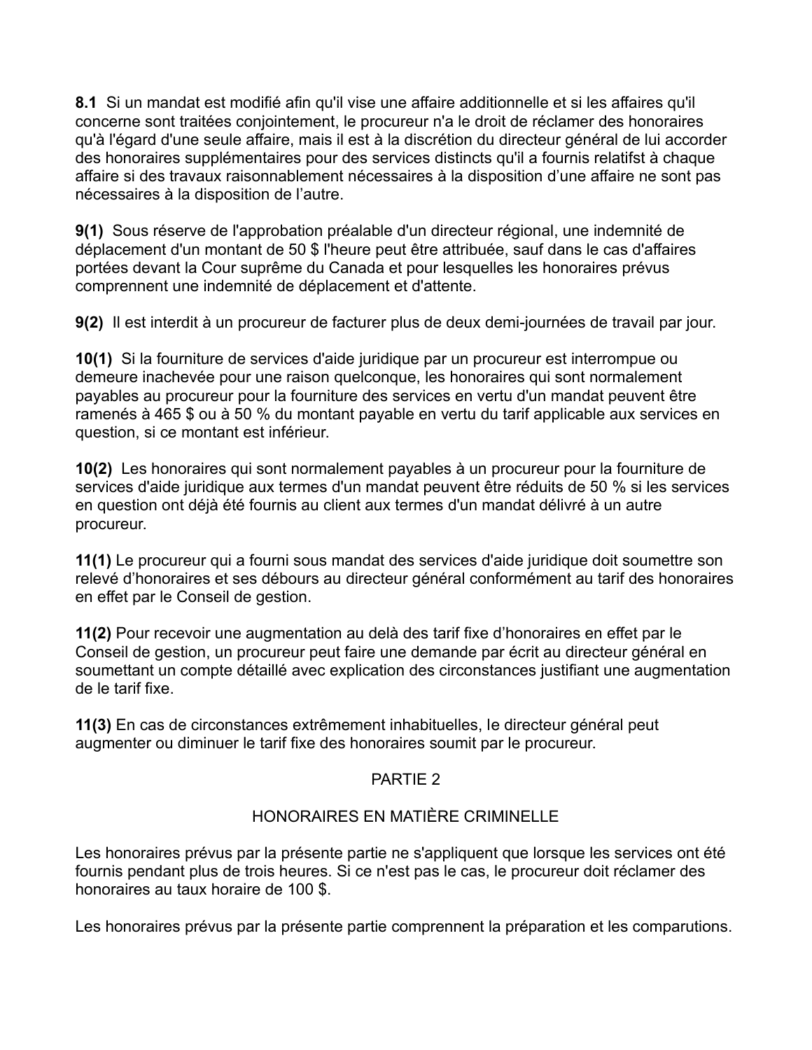**8.1** Si un mandat est modifié afin qu'il vise une affaire additionnelle et si les affaires qu'il concerne sont traitées conjointement, le procureur n'a le droit de réclamer des honoraires qu'à l'égard d'une seule affaire, mais il est à la discrétion du directeur général de lui accorder des honoraires supplémentaires pour des services distincts qu'il a fournis relatifst à chaque affaire si des travaux raisonnablement nécessaires à la disposition d'une affaire ne sont pas nécessaires à la disposition de l'autre.

**9(1)** Sous réserve de l'approbation préalable d'un directeur régional, une indemnité de déplacement d'un montant de 50 $ l'heure peut être attribuée, sauf dans le cas d'affaires portées devant la Cour suprême du Canada et pour lesquelles les honoraires prévus comprennent une indemnité de déplacement et d'attente.

**9(2)** Il est interdit à un procureur de facturer plus de deux demi-journées de travail par jour.

**10(1)** Si la fourniture de services d'aide juridique par un procureur est interrompue ou demeure inachevée pour une raison quelconque, les honoraires qui sont normalement payables au procureur pour la fourniture des services en vertu d'un mandat peuvent être ramenés à 465 $ ou à 50 % du montant payable en vertu du tarif applicable aux services en question, si ce montant est inférieur.

**10(2)** Les honoraires qui sont normalement payables à un procureur pour la fourniture de services d'aide juridique aux termes d'un mandat peuvent être réduits de 50 % si les services en question ont déjà été fournis au client aux termes d'un mandat délivré à un autre procureur.

**11(1)** Le procureur qui a fourni sous mandat des services d'aide juridique doit soumettre son relevé d'honoraires et ses débours au directeur général conformément au tarif des honoraires en effet par le Conseil de gestion.

**11(2)** Pour recevoir une augmentation au delà des tarif fixe d'honoraires en effet par le Conseil de gestion, un procureur peut faire une demande par écrit au directeur général en soumettant un compte détaillé avec explication des circonstances justifiant une augmentation de le tarif fixe.

**11(3)** En cas de circonstances extrêmement inhabituelles, le directeur général peut augmenter ou diminuer le tarif fixe des honoraires soumit par le procureur.

## PARTIE 2

## HONORAIRES EN MATIÈRE CRIMINELLE

Les honoraires prévus par la présente partie ne s'appliquent que lorsque les services ont été fournis pendant plus de trois heures. Si ce n'est pas le cas, le procureur doit réclamer des honoraires au taux horaire de 100 $.

Les honoraires prévus par la présente partie comprennent la préparation et les comparutions.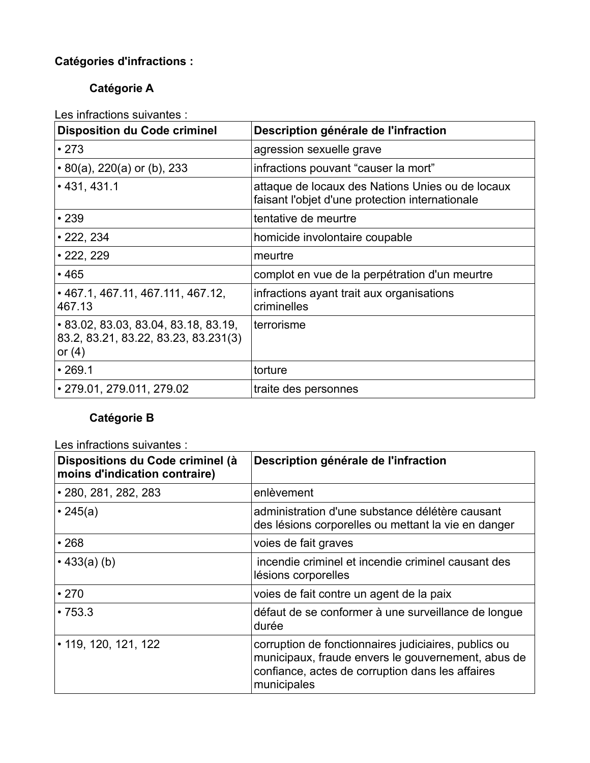**Catégories d'infractions :**

**Catégorie A**

Les infractions suivantes :

| Disposition du Code criminel | Description générale de l'infraction |
|---|---|
| • 273 | agression sexuelle grave |
| • 80(a), 220(a) or (b), 233 | infractions pouvant “causer la mort” |
| • 431, 431.1 | attaque de locaux des Nations Unies ou de locaux faisant l'objet d'une protection internationale |
| • 239 | tentative de meurtre |
| • 222, 234 | homicide involontaire coupable |
| • 222, 229 | meurtre |
| • 465 | complot en vue de la perpétration d'un meurtre |
| • 467.1, 467.11, 467.111, 467.12, 467.13 | infractions ayant trait aux organisations criminelles |
| • 83.02, 83.03, 83.04, 83.18, 83.19, 83.2, 83.21, 83.22, 83.23, 83.231(3) or (4) | terrorisme |
| • 269.1 | torture |
| • 279.01, 279.011, 279.02 | traite des personnes |

**Catégorie B**

Les infractions suivantes :

| Dispositions du Code criminel (à moins d'indication contraire) | Description générale de l'infraction |
|---|---|
| • 280, 281, 282, 283 | enlèvement |
| • 245(a) | administration d'une substance délétère causant des lésions corporelles ou mettant la vie en danger |
| • 268 | voies de fait graves |
| • 433(a) (b) | incendie criminel et incendie criminel causant des lésions corporelles |
| • 270 | voies de fait contre un agent de la paix |
| • 753.3 | défaut de se conformer à une surveillance de longue durée |
| • 119, 120, 121, 122 | corruption de fonctionnaires judiciaires, publics ou municipaux, fraude envers le gouvernement, abus de confiance, actes de corruption dans les affaires municipales |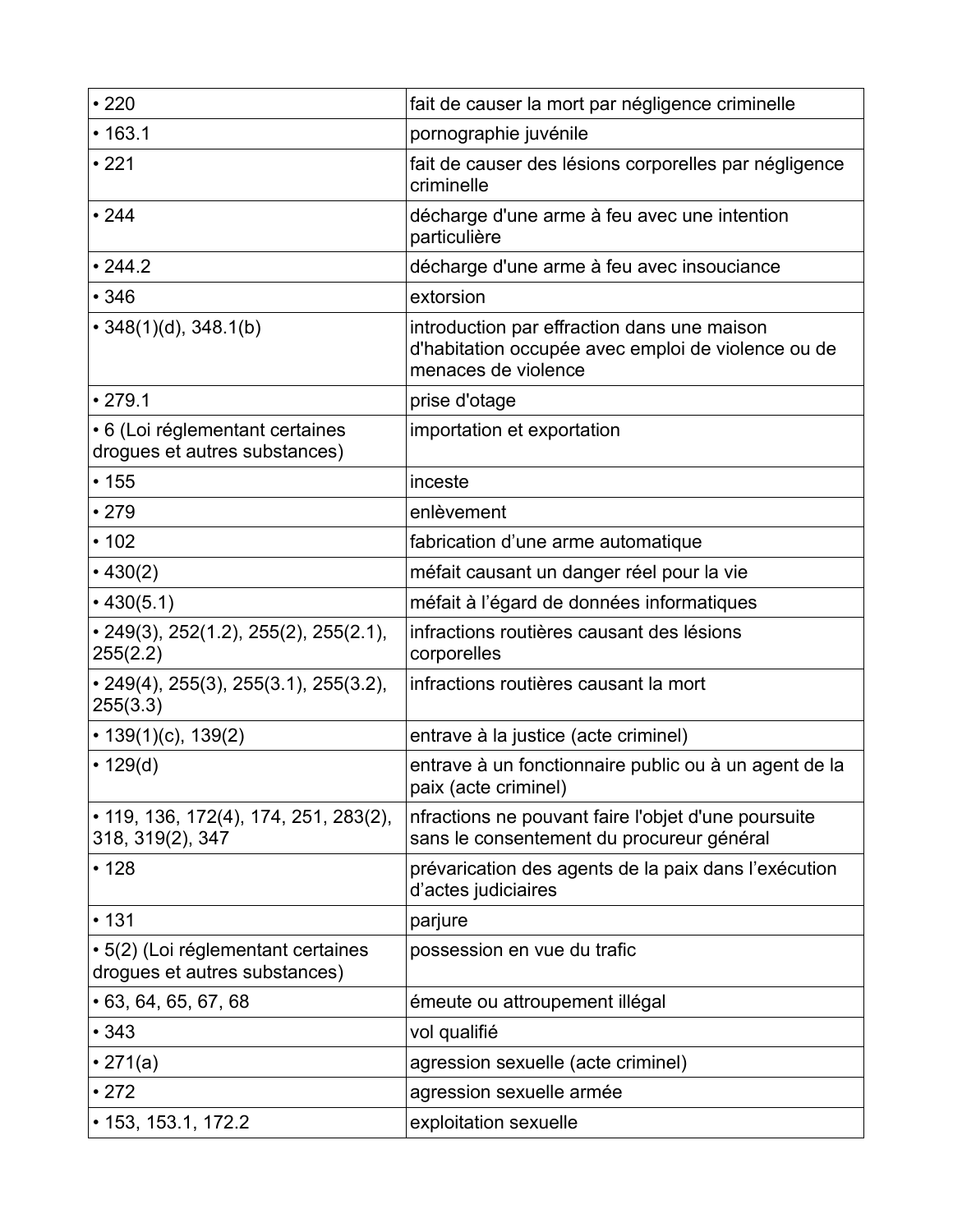| | |
|---|---|
| • 220 | fait de causer la mort par négligence criminelle |
| • 163.1 | pornographie juvénile |
| • 221 | fait de causer des lésions corporelles par négligence criminelle |
| • 244 | décharge d'une arme à feu avec une intention particulière |
| • 244.2 | décharge d'une arme à feu avec insouciance |
| • 346 | extorsion |
| • 348(1)(d), 348.1(b) | introduction par effraction dans une maison d'habitation occupée avec emploi de violence ou de menaces de violence |
| • 279.1 | prise d'otage |
| • 6 (Loi réglementant certaines drogues et autres substances) | importation et exportation |
| • 155 | inceste |
| • 279 | enlèvement |
| • 102 | fabrication d’une arme automatique |
| • 430(2) | méfait causant un danger réel pour la vie |
| • 430(5.1) | méfait à l’égard de données informatiques |
| • 249(3), 252(1.2), 255(2), 255(2.1), 255(2.2) | infractions routières causant des lésions corporelles |
| • 249(4), 255(3), 255(3.1), 255(3.2), 255(3.3) | infractions routières causant la mort |
| • 139(1)(c), 139(2) | entrave à la justice (acte criminel) |
| • 129(d) | entrave à un fonctionnaire public ou à un agent de la paix (acte criminel) |
| • 119, 136, 172(4), 174, 251, 283(2), 318, 319(2), 347 | nfractions ne pouvant faire l'objet d'une poursuite sans le consentement du procureur général |
| • 128 | prévarication des agents de la paix dans l’exécution d’actes judiciaires |
| • 131 | parjure |
| • 5(2) (Loi réglementant certaines drogues et autres substances) | possession en vue du trafic |
| • 63, 64, 65, 67, 68 | émeute ou attroupement illégal |
| • 343 | vol qualifié |
| • 271(a) | agression sexuelle (acte criminel) |
| • 272 | agression sexuelle armée |
| • 153, 153.1, 172.2 | exploitation sexuelle |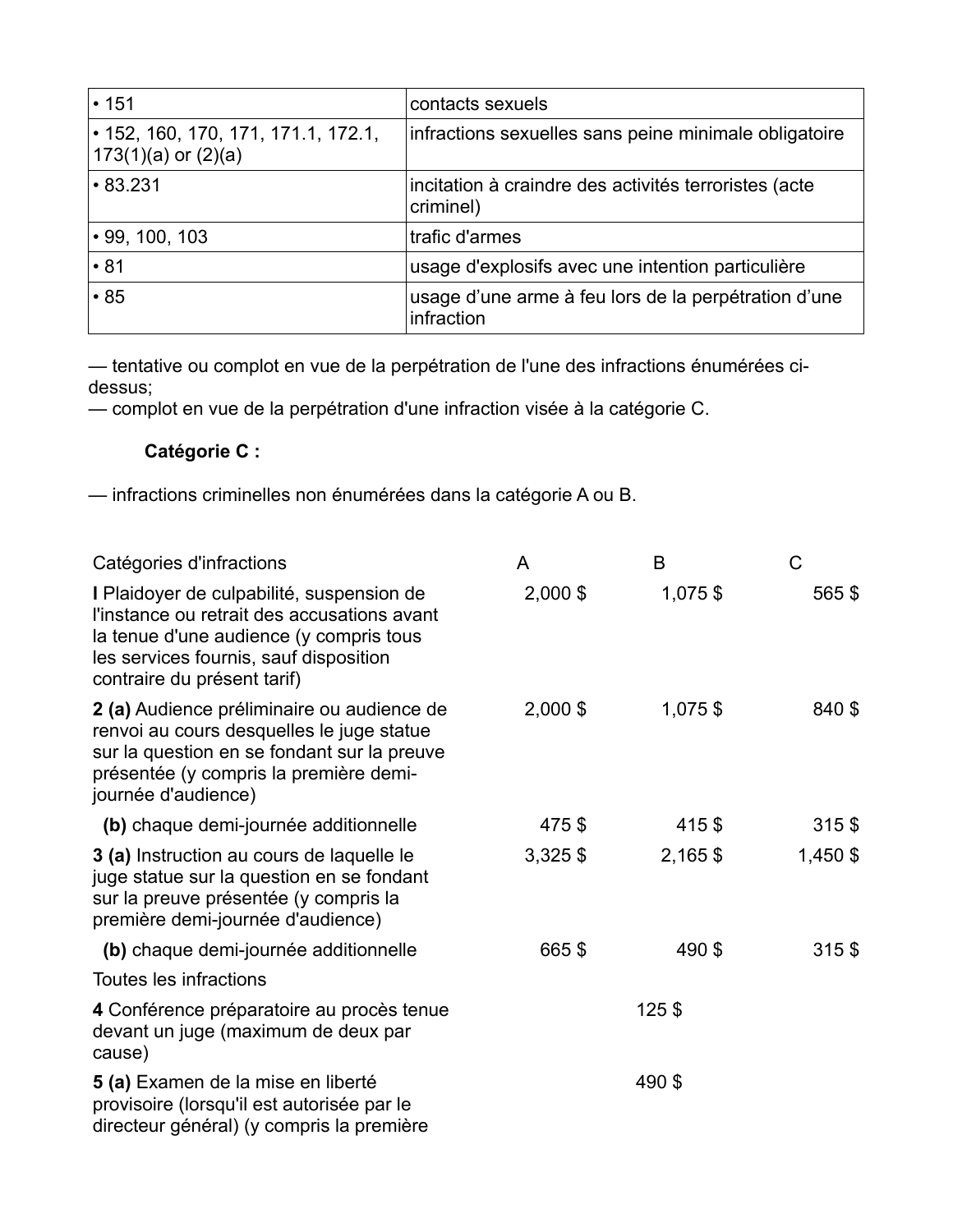| | |
|---|---|
| • 151 | contacts sexuels |
| • 152, 160, 170, 171, 171.1, 172.1, 173(1)(a) or (2)(a) | infractions sexuelles sans peine minimale obligatoire |
| • 83.231 | incitation à craindre des activités terroristes (acte criminel) |
| • 99, 100, 103 | trafic d'armes |
| • 81 | usage d'explosifs avec une intention particulière |
| • 85 | usage d'une arme à feu lors de la perpétration d'une infraction |

— tentative ou complot en vue de la perpétration de l'une des infractions énumérées ci-dessus;
— complot en vue de la perpétration d'une infraction visée à la catégorie C.

**Catégorie C :**

— infractions criminelles non énumérées dans la catégorie A ou B.

| Catégories d'infractions | A | B | C |
|---|---|---|---|
| **I** Plaidoyer de culpabilité, suspension de l'instance ou retrait des accusations avant la tenue d'une audience (y compris tous les services fournis, sauf disposition contraire du présent tarif) | 2,000 $ | 1,075 $ | 565 $ |
| **2 (a)** Audience préliminaire ou audience de renvoi au cours desquelles le juge statue sur la question en se fondant sur la preuve présentée (y compris la première demi-journée d'audience) | 2,000 $ | 1,075 $ | 840 $ |
| **(b)** chaque demi-journée additionnelle | 475 $ | 415 $ | 315 $ |
| **3 (a)** Instruction au cours de laquelle le juge statue sur la question en se fondant sur la preuve présentée (y compris la première demi-journée d'audience) | 3,325 $ | 2,165 $ | 1,450 $ |
| **(b)** chaque demi-journée additionnelle | 665 $ | 490 $ | 315 $ |
| Toutes les infractions | | | |
| **4** Conférence préparatoire au procès tenue devant un juge (maximum de deux par cause) | | 125 $ | |
| **5 (a)** Examen de la mise en liberté provisoire (lorsqu'il est autorisée par le directeur général) (y compris la première | | 490 $ | |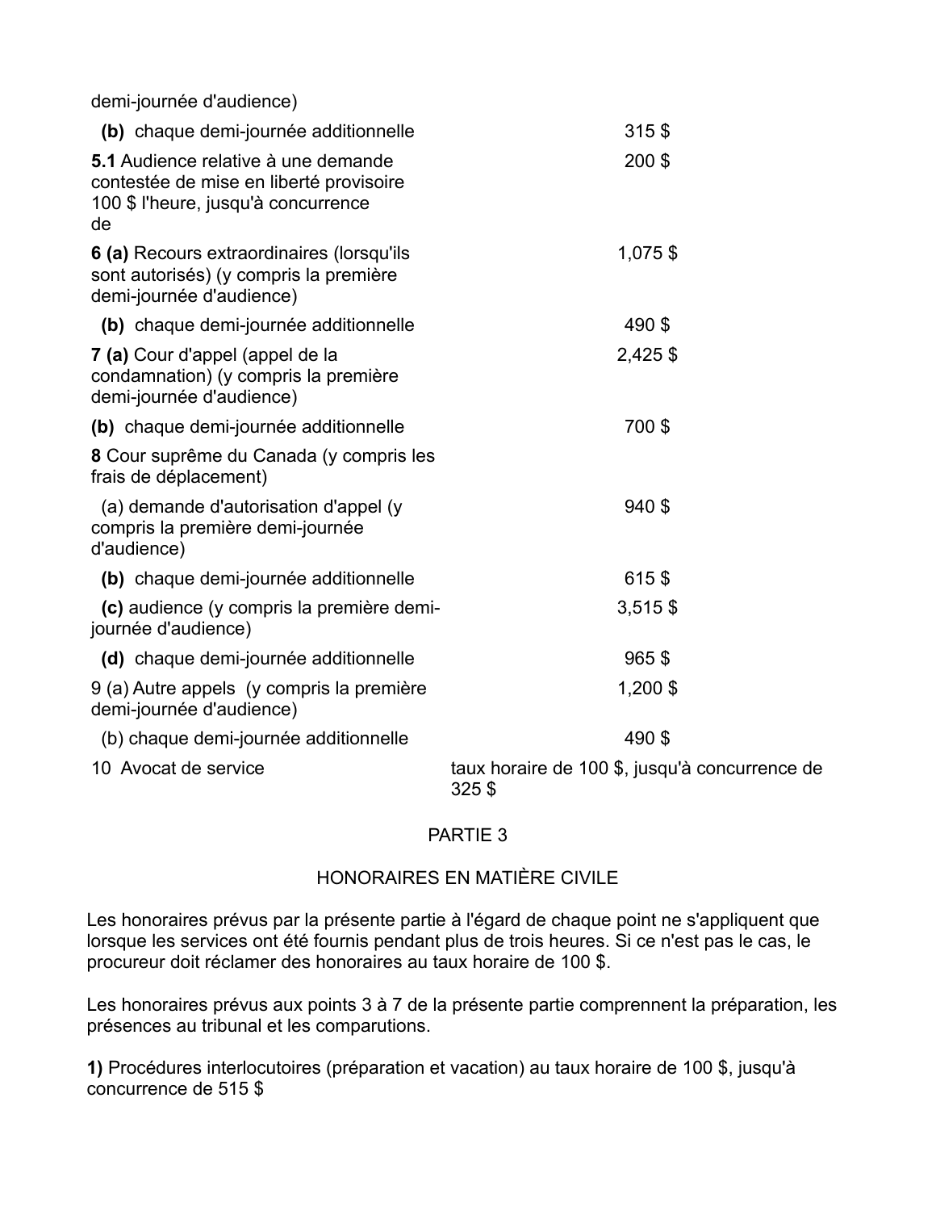| | |
|---|---|
| demi-journée d'audience) | |
| **(b)** chaque demi-journée additionnelle | 315 $ |
| **5.1** Audience relative à une demande contestée de mise en liberté provisoire 100 $ l'heure, jusqu'à concurrence de | 200 $ |
| **6 (a)** Recours extraordinaires (lorsqu'ils sont autorisés) (y compris la première demi-journée d'audience) | 1,075 $ |
| **(b)** chaque demi-journée additionnelle | 490 $ |
| **7 (a)** Cour d'appel (appel de la condamnation) (y compris la première demi-journée d'audience) | 2,425 $ |
| **(b)** chaque demi-journée additionnelle | 700 $ |
| **8** Cour suprême du Canada (y compris les frais de déplacement) | |
| (a) demande d'autorisation d'appel (y compris la première demi-journée d'audience) | 940 $ |
| **(b)** chaque demi-journée additionnelle | 615 $ |
| **(c)** audience (y compris la première demi-journée d'audience) | 3,515 $ |
| **(d)** chaque demi-journée additionnelle | 965 $ |
| 9 (a) Autre appels (y compris la première demi-journée d'audience) | 1,200 $ |
| (b) chaque demi-journée additionnelle | 490 $ |
| 10 Avocat de service | taux horaire de 100 $, jusqu'à concurrence de 325 $ |

PARTIE 3

HONORAIRES EN MATIÈRE CIVILE

Les honoraires prévus par la présente partie à l'égard de chaque point ne s'appliquent que lorsque les services ont été fournis pendant plus de trois heures. Si ce n'est pas le cas, le procureur doit réclamer des honoraires au taux horaire de 100 $.

Les honoraires prévus aux points 3 à 7 de la présente partie comprennent la préparation, les présences au tribunal et les comparutions.

**1)** Procédures interlocutoires (préparation et vacation) au taux horaire de 100 $, jusqu'à concurrence de 515 $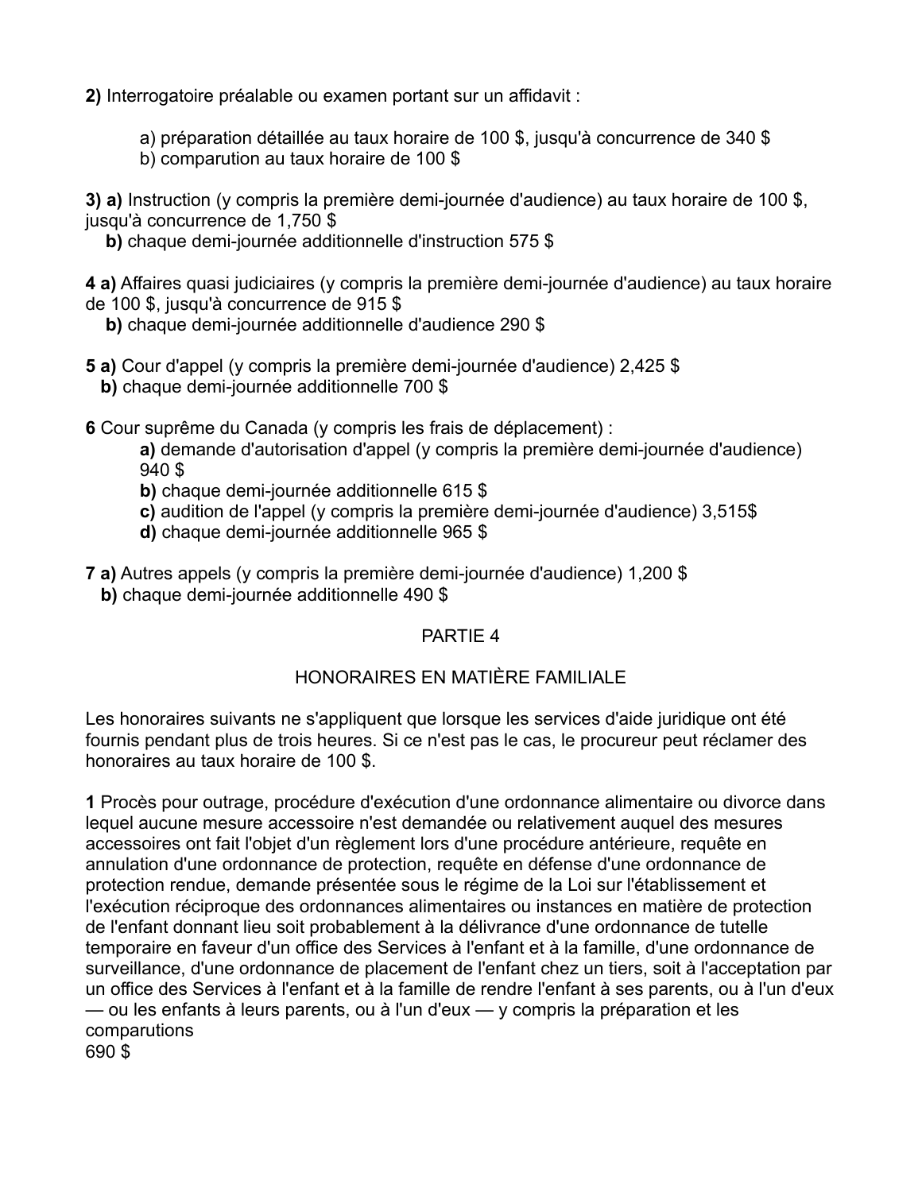**2)** Interrogatoire préalable ou examen portant sur un affidavit :

a) préparation détaillée au taux horaire de 100 $, jusqu'à concurrence de 340 $
b) comparution au taux horaire de 100 $

**3) a)** Instruction (y compris la première demi-journée d'audience) au taux horaire de 100 $, jusqu'à concurrence de 1,750 $
**b)** chaque demi-journée additionnelle d'instruction 575 $

**4 a)** Affaires quasi judiciaires (y compris la première demi-journée d'audience) au taux horaire de 100 $, jusqu'à concurrence de 915 $
**b)** chaque demi-journée additionnelle d'audience 290 $

**5 a)** Cour d'appel (y compris la première demi-journée d'audience) 2,425 $
**b)** chaque demi-journée additionnelle 700 $

**6** Cour suprême du Canada (y compris les frais de déplacement) :
**a)** demande d'autorisation d'appel (y compris la première demi-journée d'audience) 940 $
**b)** chaque demi-journée additionnelle 615 $
**c)** audition de l'appel (y compris la première demi-journée d'audience) 3,515$
**d)** chaque demi-journée additionnelle 965 $

**7 a)** Autres appels (y compris la première demi-journée d'audience) 1,200 $
**b)** chaque demi-journée additionnelle 490 $

## PARTIE 4

## HONORAIRES EN MATIÈRE FAMILIALE

Les honoraires suivants ne s'appliquent que lorsque les services d'aide juridique ont été fournis pendant plus de trois heures. Si ce n'est pas le cas, le procureur peut réclamer des honoraires au taux horaire de 100 $.

**1** Procès pour outrage, procédure d'exécution d'une ordonnance alimentaire ou divorce dans lequel aucune mesure accessoire n'est demandée ou relativement auquel des mesures accessoires ont fait l'objet d'un règlement lors d'une procédure antérieure, requête en annulation d'une ordonnance de protection, requête en défense d'une ordonnance de protection rendue, demande présentée sous le régime de la Loi sur l'établissement et l'exécution réciproque des ordonnances alimentaires ou instances en matière de protection de l'enfant donnant lieu soit probablement à la délivrance d'une ordonnance de tutelle temporaire en faveur d'un office des Services à l'enfant et à la famille, d'une ordonnance de surveillance, d'une ordonnance de placement de l'enfant chez un tiers, soit à l'acceptation par un office des Services à l'enfant et à la famille de rendre l'enfant à ses parents, ou à l'un d'eux — ou les enfants à leurs parents, ou à l'un d'eux — y compris la préparation et les comparutions
690 $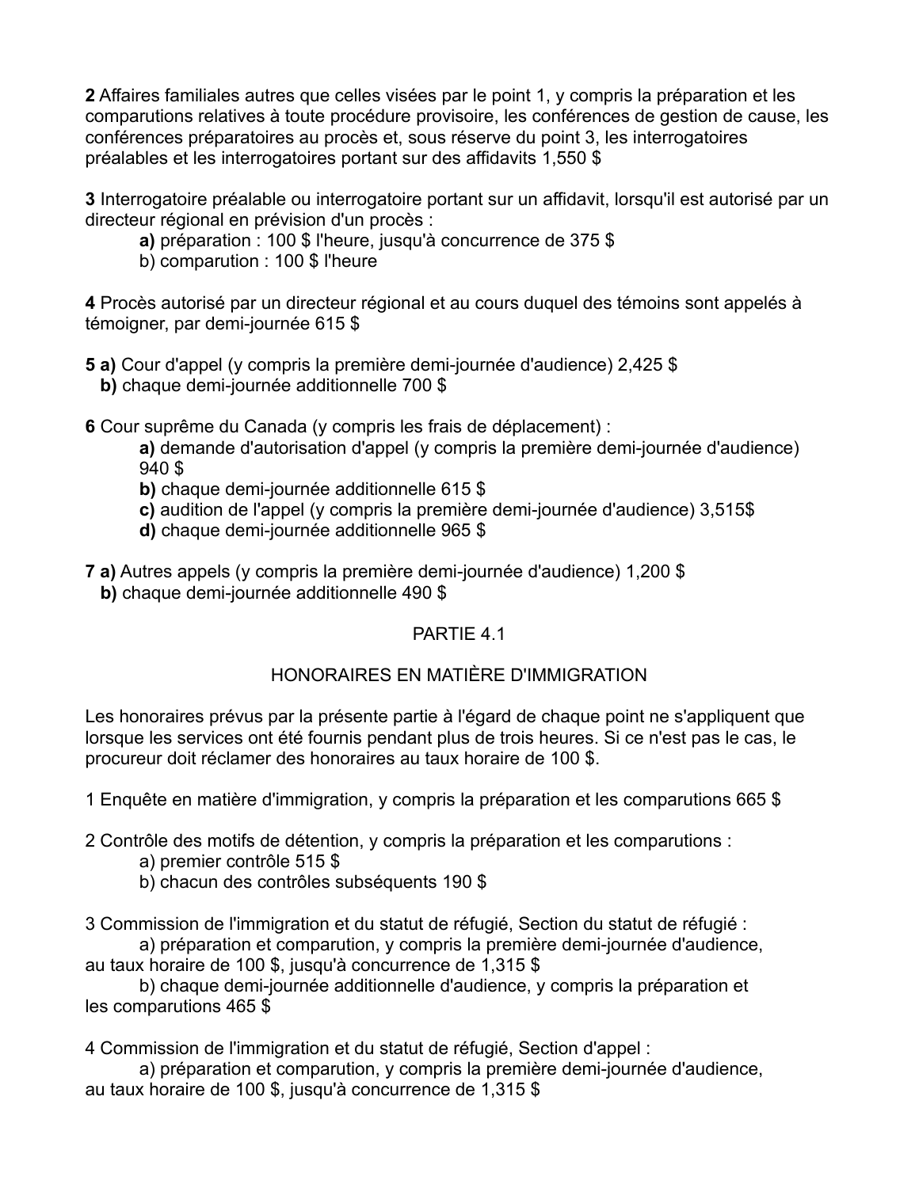**2** Affaires familiales autres que celles visées par le point 1, y compris la préparation et les comparutions relatives à toute procédure provisoire, les conférences de gestion de cause, les conférences préparatoires au procès et, sous réserve du point 3, les interrogatoires préalables et les interrogatoires portant sur des affidavits 1,550 $

**3** Interrogatoire préalable ou interrogatoire portant sur un affidavit, lorsqu'il est autorisé par un directeur régional en prévision d'un procès :

  **a)** préparation : 100 $ l'heure, jusqu'à concurrence de 375 $

  b) comparution : 100 $ l'heure

**4** Procès autorisé par un directeur régional et au cours duquel des témoins sont appelés à témoigner, par demi-journée 615 $

**5 a)** Cour d'appel (y compris la première demi-journée d'audience) 2,425 $

  **b)** chaque demi-journée additionnelle 700 $

**6** Cour suprême du Canada (y compris les frais de déplacement) :

  **a)** demande d'autorisation d'appel (y compris la première demi-journée d'audience) 940 $

  **b)** chaque demi-journée additionnelle 615 $

  **c)** audition de l'appel (y compris la première demi-journée d'audience) 3,515$

  **d)** chaque demi-journée additionnelle 965 $

**7 a)** Autres appels (y compris la première demi-journée d'audience) 1,200 $

  **b)** chaque demi-journée additionnelle 490 $

## PARTIE 4.1

## HONORAIRES EN MATIÈRE D'IMMIGRATION

Les honoraires prévus par la présente partie à l'égard de chaque point ne s'appliquent que lorsque les services ont été fournis pendant plus de trois heures. Si ce n'est pas le cas, le procureur doit réclamer des honoraires au taux horaire de 100 $.

1 Enquête en matière d'immigration, y compris la préparation et les comparutions 665 $

2 Contrôle des motifs de détention, y compris la préparation et les comparutions :

  a) premier contrôle 515 $

  b) chacun des contrôles subséquents 190 $

3 Commission de l'immigration et du statut de réfugié, Section du statut de réfugié :

  a) préparation et comparution, y compris la première demi-journée d'audience, au taux horaire de 100 $, jusqu'à concurrence de 1,315 $

  b) chaque demi-journée additionnelle d'audience, y compris la préparation et les comparutions 465 $

4 Commission de l'immigration et du statut de réfugié, Section d'appel :

  a) préparation et comparution, y compris la première demi-journée d'audience, au taux horaire de 100 $, jusqu'à concurrence de 1,315 $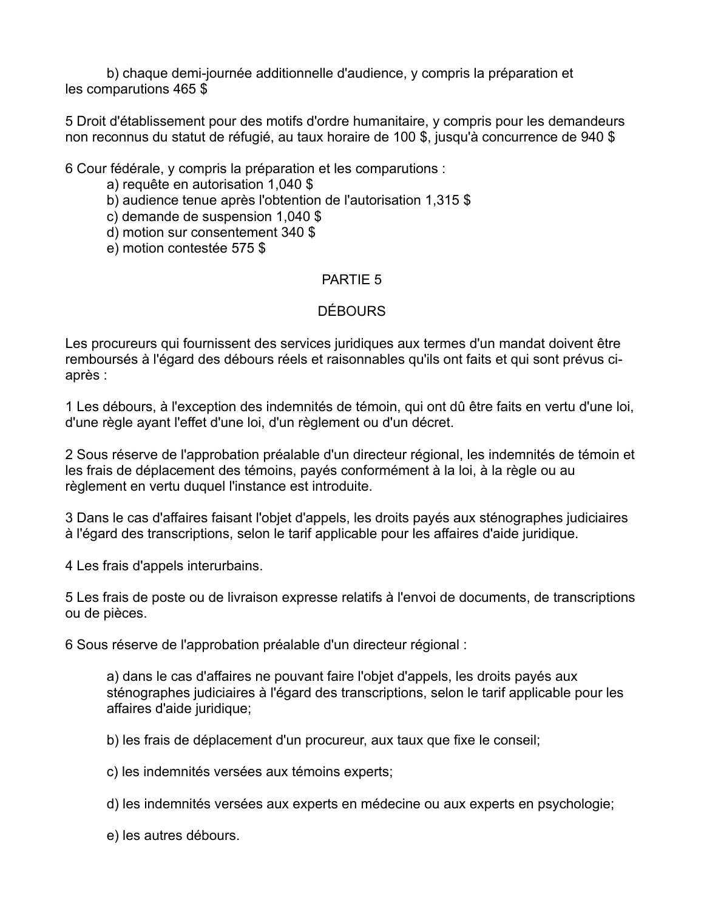b) chaque demi-journée additionnelle d'audience, y compris la préparation et les comparutions 465 $

5 Droit d'établissement pour des motifs d'ordre humanitaire, y compris pour les demandeurs non reconnus du statut de réfugié, au taux horaire de 100 $, jusqu'à concurrence de 940 $

6 Cour fédérale, y compris la préparation et les comparutions :

- a) requête en autorisation 1,040 $
- b) audience tenue après l'obtention de l'autorisation 1,315 $
- c) demande de suspension 1,040 $
- d) motion sur consentement 340 $
- e) motion contestée 575 $

## PARTIE 5

## DÉBOURS

Les procureurs qui fournissent des services juridiques aux termes d'un mandat doivent être remboursés à l'égard des débours réels et raisonnables qu'ils ont faits et qui sont prévus ci-après :

1 Les débours, à l'exception des indemnités de témoin, qui ont dû être faits en vertu d'une loi, d'une règle ayant l'effet d'une loi, d'un règlement ou d'un décret.

2 Sous réserve de l'approbation préalable d'un directeur régional, les indemnités de témoin et les frais de déplacement des témoins, payés conformément à la loi, à la règle ou au règlement en vertu duquel l'instance est introduite.

3 Dans le cas d'affaires faisant l'objet d'appels, les droits payés aux sténographes judiciaires à l'égard des transcriptions, selon le tarif applicable pour les affaires d'aide juridique.

4 Les frais d'appels interurbains.

5 Les frais de poste ou de livraison expresse relatifs à l'envoi de documents, de transcriptions ou de pièces.

6 Sous réserve de l'approbation préalable d'un directeur régional :

a) dans le cas d'affaires ne pouvant faire l'objet d'appels, les droits payés aux sténographes judiciaires à l'égard des transcriptions, selon le tarif applicable pour les affaires d'aide juridique;

b) les frais de déplacement d'un procureur, aux taux que fixe le conseil;

c) les indemnités versées aux témoins experts;

d) les indemnités versées aux experts en médecine ou aux experts en psychologie;

e) les autres débours.